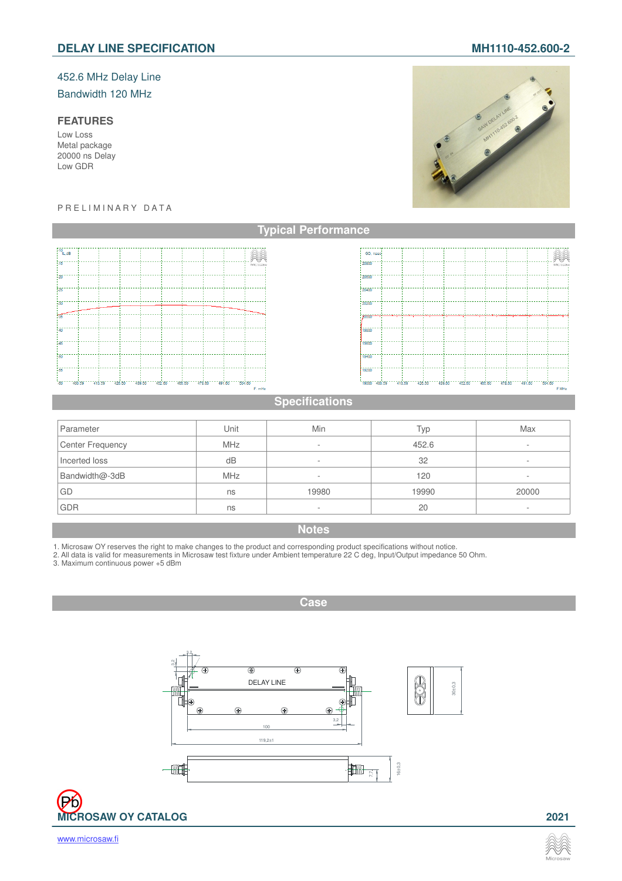# DELAY LINE SPECIFICATION

**MH1110-452.600-2**

452.6 MHz Delay Line
Bandwidth 120 MHz

## FEATURES

Low Loss
Metal package
20000 ns Delay
Low GDR

PRELIMINARY DATA

## Typical Performance

## Specifications

| Parameter | Unit | Min | Typ | Max |
|---|---|---|---|---|
| Center Frequency | MHz | - | 452.6 | - |
| Incerted loss | dB | - | 32 | - |
| Bandwidth@-3dB | MHz | - | 120 | - |
| GD | ns | 19980 | 19990 | 20000 |
| GDR | ns | - | 20 | - |

## Notes

1. Microsaw OY reserves the right to make changes to the product and corresponding product specifications without notice.
2. All data is valid for measurements in Microsaw test fixture under Ambient temperature 22 C deg, Input/Output impedance 50 Ohm.
3. Maximum continuous power +5 dBm

## Case

**MICROSAW OY CATALOG** **2021**

www.microsaw.fi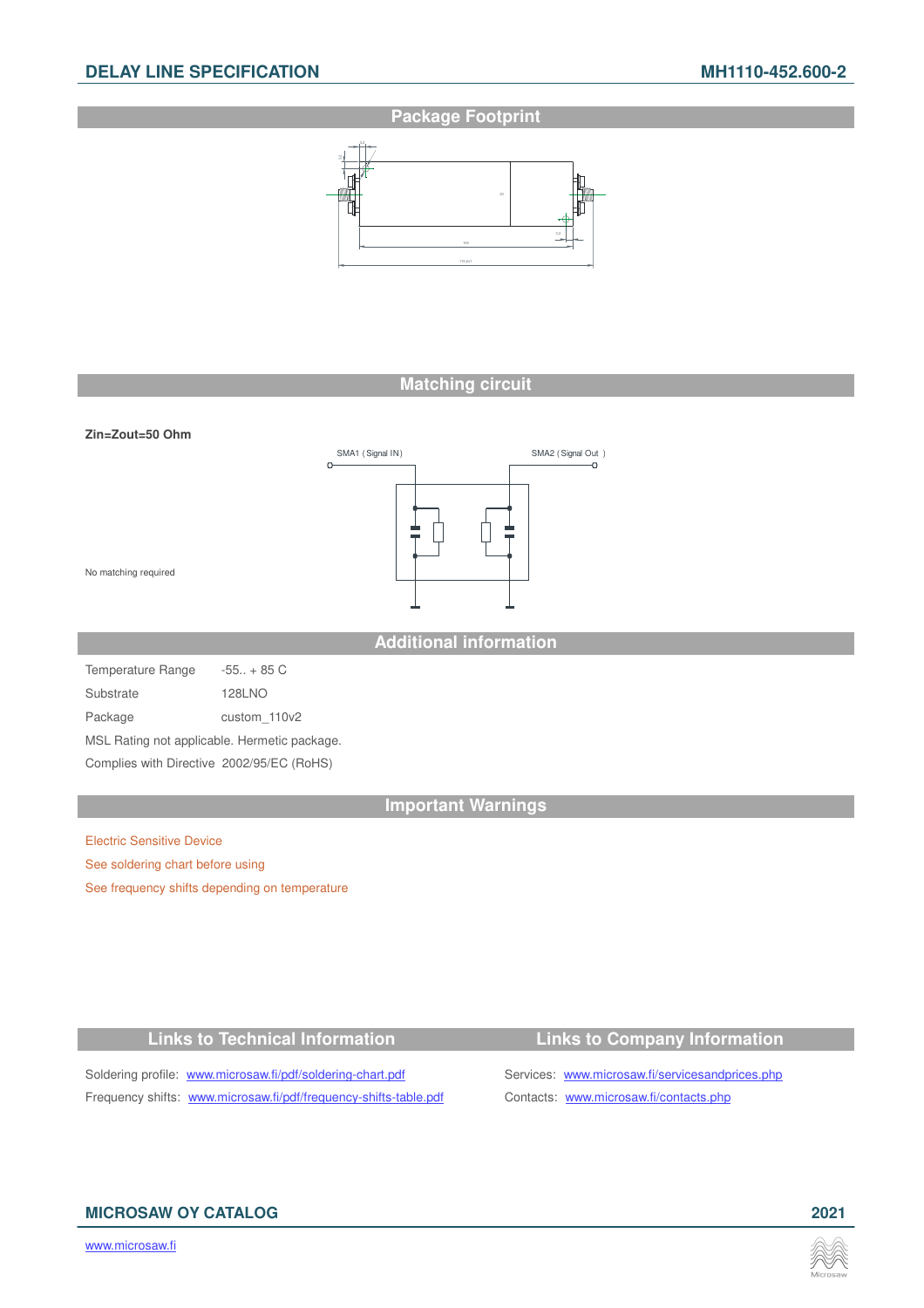## Package Footprint

## Matching circuit

**Zin=Zout=50 Ohm**

SMA1 ( Signal IN) SMA2 ( Signal Out )

No matching required

## Additional information

| Temperature Range | -55.. + 85 C |
|---|---|
| Substrate | 128LNO |
| Package | custom_110v2 |

MSL Rating not applicable. Hermetic package.

Complies with Directive 2002/95/EC (RoHS)

## Important Warnings

Electric Sensitive Device

See soldering chart before using

See frequency shifts depending on temperature

## Links to Technical Information

Soldering profile: www.microsaw.fi/pdf/soldering-chart.pdf

Frequency shifts: www.microsaw.fi/pdf/frequency-shifts-table.pdf

## Links to Company Information

Services: www.microsaw.fi/servicesandprices.php

Contacts: www.microsaw.fi/contacts.php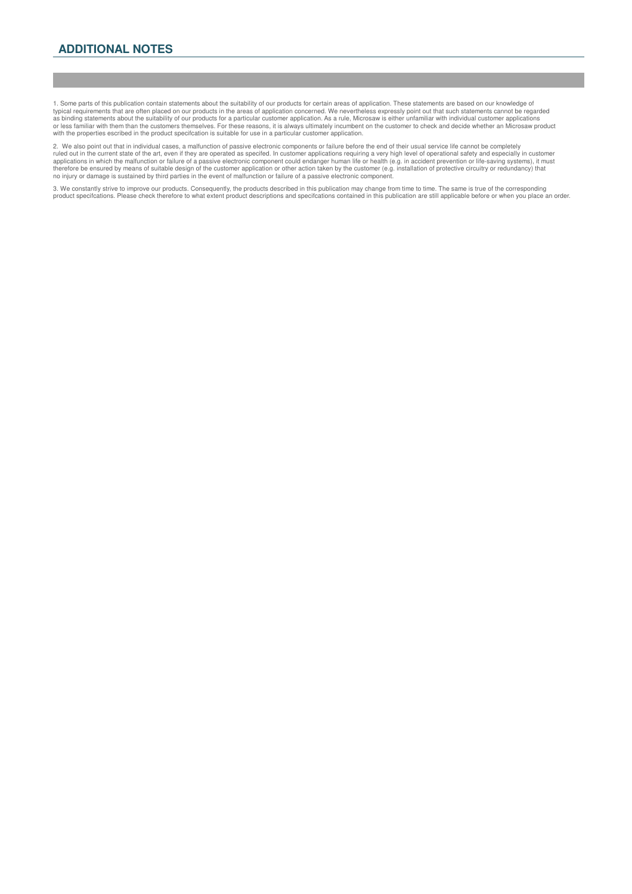## ADDITIONAL NOTES

1. Some parts of this publication contain statements about the suitability of our products for certain areas of application. These statements are based on our knowledge of typical requirements that are often placed on our products in the areas of application concerned. We nevertheless expressly point out that such statements cannot be regarded as binding statements about the suitability of our products for a particular customer application. As a rule, Microsaw is either unfamiliar with individual customer applications or less familiar with them than the customers themselves. For these reasons, it is always ultimately incumbent on the customer to check and decide whether an Microsaw product with the properties escribed in the product specifcation is suitable for use in a particular customer application.

2. We also point out that in individual cases, a malfunction of passive electronic components or failure before the end of their usual service life cannot be completely ruled out in the current state of the art, even if they are operated as specifed. In customer applications requiring a very high level of operational safety and especially in customer applications in which the malfunction or failure of a passive electronic component could endanger human life or health (e.g. in accident prevention or life-saving systems), it must therefore be ensured by means of suitable design of the customer application or other action taken by the customer (e.g. installation of protective circuitry or redundancy) that no injury or damage is sustained by third parties in the event of malfunction or failure of a passive electronic component.

3. We constantly strive to improve our products. Consequently, the products described in this publication may change from time to time. The same is true of the corresponding product specifcations. Please check therefore to what extent product descriptions and specifcations contained in this publication are still applicable before or when you place an order.